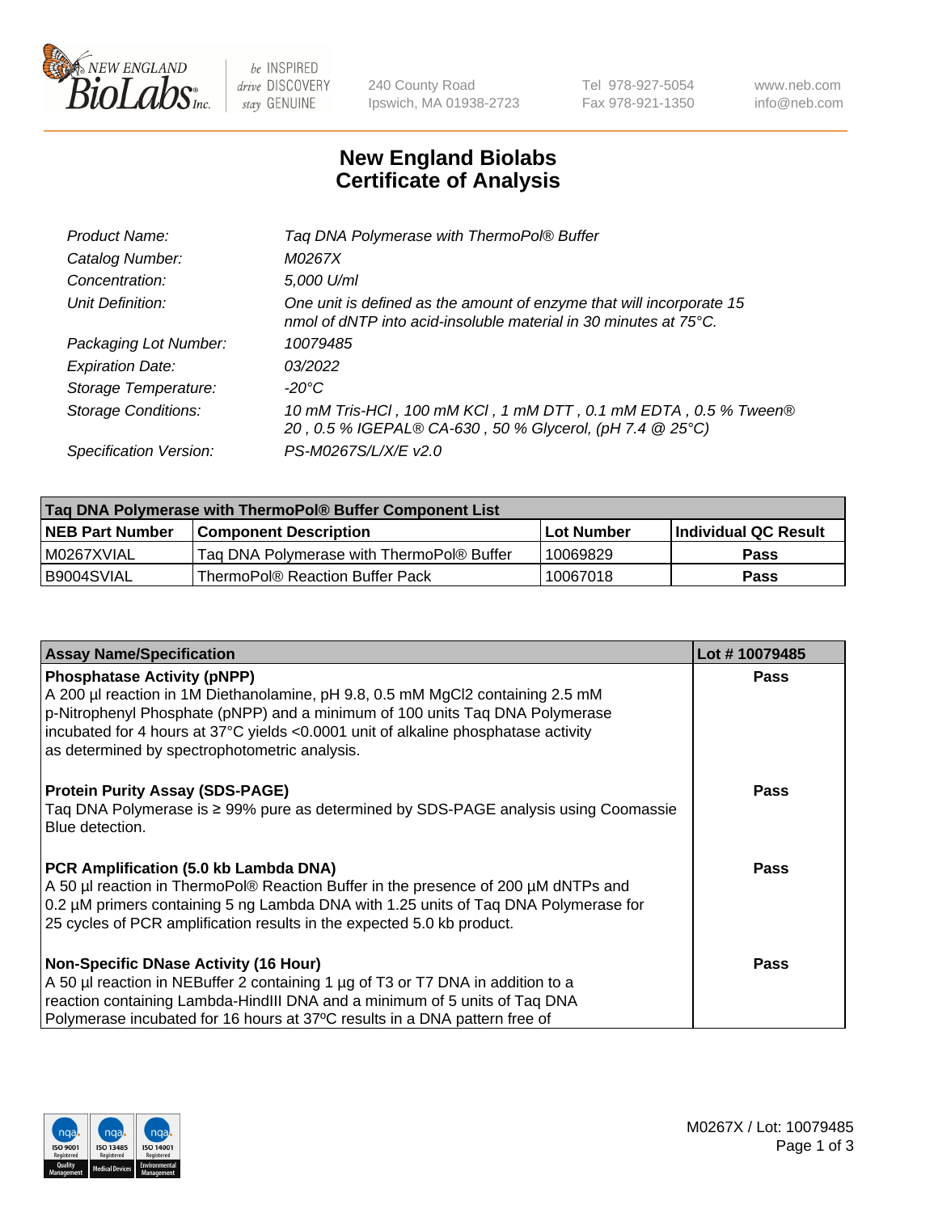240 County Road
Ipswich, MA 01938-2723

Tel 978-927-5054
Fax 978-921-1350

www.neb.com
info@neb.com

# New England Biolabs
# Certificate of Analysis

| | |
|---|---|
| *Product Name:* | *Taq DNA Polymerase with ThermoPol® Buffer* |
| *Catalog Number:* | *M0267X* |
| *Concentration:* | *5,000 U/ml* |
| *Unit Definition:* | *One unit is defined as the amount of enzyme that will incorporate 15 nmol of dNTP into acid-insoluble material in 30 minutes at 75°C.* |
| *Packaging Lot Number:* | *10079485* |
| *Expiration Date:* | *03/2022* |
| *Storage Temperature:* | *-20°C* |
| *Storage Conditions:* | *10 mM Tris-HCl , 100 mM KCl , 1 mM DTT , 0.1 mM EDTA , 0.5 % Tween® 20 , 0.5 % IGEPAL® CA-630 , 50 % Glycerol, (pH 7.4 @ 25°C)* |
| *Specification Version:* | *PS-M0267S/L/X/E v2.0* |

| Taq DNA Polymerase with ThermoPol® Buffer Component List | | | |
|---|---|---|---|
| **NEB Part Number** | **Component Description** | **Lot Number** | **Individual QC Result** |
| M0267XVIAL | Taq DNA Polymerase with ThermoPol® Buffer | 10069829 | **Pass** |
| B9004SVIAL | ThermoPol® Reaction Buffer Pack | 10067018 | **Pass** |

| Assay Name/Specification | Lot # 10079485 |
|---|---|
| **Phosphatase Activity (pNPP)**<br>A 200 µl reaction in 1M Diethanolamine, pH 9.8, 0.5 mM MgCl2 containing 2.5 mM p-Nitrophenyl Phosphate (pNPP) and a minimum of 100 units Taq DNA Polymerase incubated for 4 hours at 37°C yields <0.0001 unit of alkaline phosphatase activity as determined by spectrophotometric analysis. | **Pass** |
| **Protein Purity Assay (SDS-PAGE)**<br>Taq DNA Polymerase is ≥ 99% pure as determined by SDS-PAGE analysis using Coomassie Blue detection. | **Pass** |
| **PCR Amplification (5.0 kb Lambda DNA)**<br>A 50 µl reaction in ThermoPol® Reaction Buffer in the presence of 200 µM dNTPs and 0.2 µM primers containing 5 ng Lambda DNA with 1.25 units of Taq DNA Polymerase for 25 cycles of PCR amplification results in the expected 5.0 kb product. | **Pass** |
| **Non-Specific DNase Activity (16 Hour)**<br>A 50 µl reaction in NEBuffer 2 containing 1 µg of T3 or T7 DNA in addition to a reaction containing Lambda-HindIII DNA and a minimum of 5 units of Taq DNA Polymerase incubated for 16 hours at 37ºC results in a DNA pattern free of | **Pass** |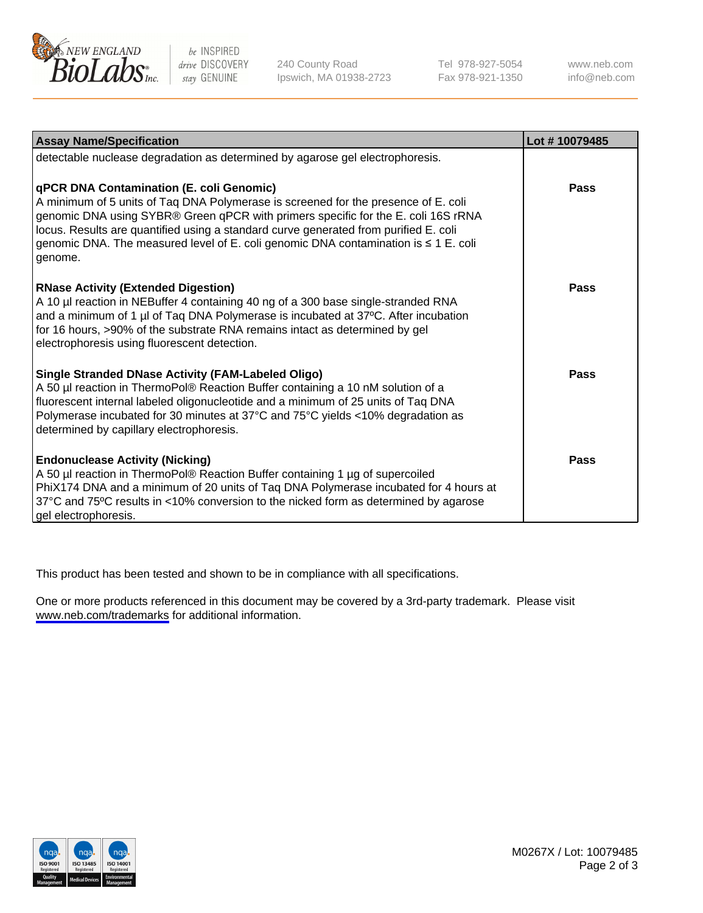| Assay Name/Specification | Lot # 10079485 |
| --- | --- |
| detectable nuclease degradation as determined by agarose gel electrophoresis. | |
| **qPCR DNA Contamination (E. coli Genomic)**<br>A minimum of 5 units of Taq DNA Polymerase is screened for the presence of E. coli genomic DNA using SYBR® Green qPCR with primers specific for the E. coli 16S rRNA locus. Results are quantified using a standard curve generated from purified E. coli genomic DNA. The measured level of E. coli genomic DNA contamination is ≤ 1 E. coli genome. | **Pass** |
| **RNase Activity (Extended Digestion)**<br>A 10 µl reaction in NEBuffer 4 containing 40 ng of a 300 base single-stranded RNA and a minimum of 1 µl of Taq DNA Polymerase is incubated at 37ºC. After incubation for 16 hours, >90% of the substrate RNA remains intact as determined by gel electrophoresis using fluorescent detection. | **Pass** |
| **Single Stranded DNase Activity (FAM-Labeled Oligo)**<br>A 50 µl reaction in ThermoPol® Reaction Buffer containing a 10 nM solution of a fluorescent internal labeled oligonucleotide and a minimum of 25 units of Taq DNA Polymerase incubated for 30 minutes at 37°C and 75°C yields <10% degradation as determined by capillary electrophoresis. | **Pass** |
| **Endonuclease Activity (Nicking)**<br>A 50 µl reaction in ThermoPol® Reaction Buffer containing 1 µg of supercoiled PhiX174 DNA and a minimum of 20 units of Taq DNA Polymerase incubated for 4 hours at 37°C and 75ºC results in <10% conversion to the nicked form as determined by agarose gel electrophoresis. | **Pass** |

This product has been tested and shown to be in compliance with all specifications.

One or more products referenced in this document may be covered by a 3rd-party trademark. Please visit www.neb.com/trademarks for additional information.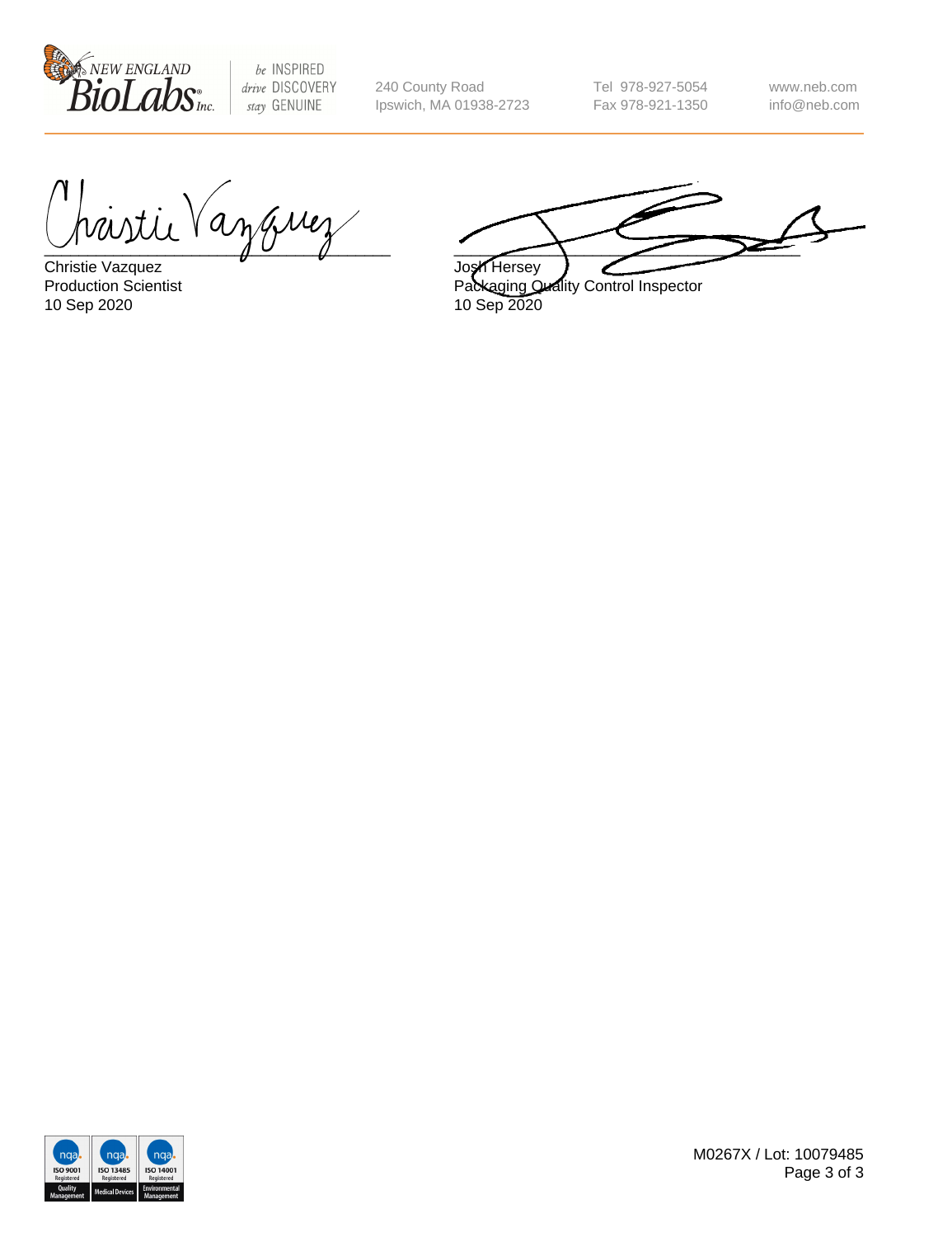Christie Vazquez
Production Scientist
10 Sep 2020

Josh Hersey
Packaging Quality Control Inspector
10 Sep 2020

M0267X / Lot: 10079485